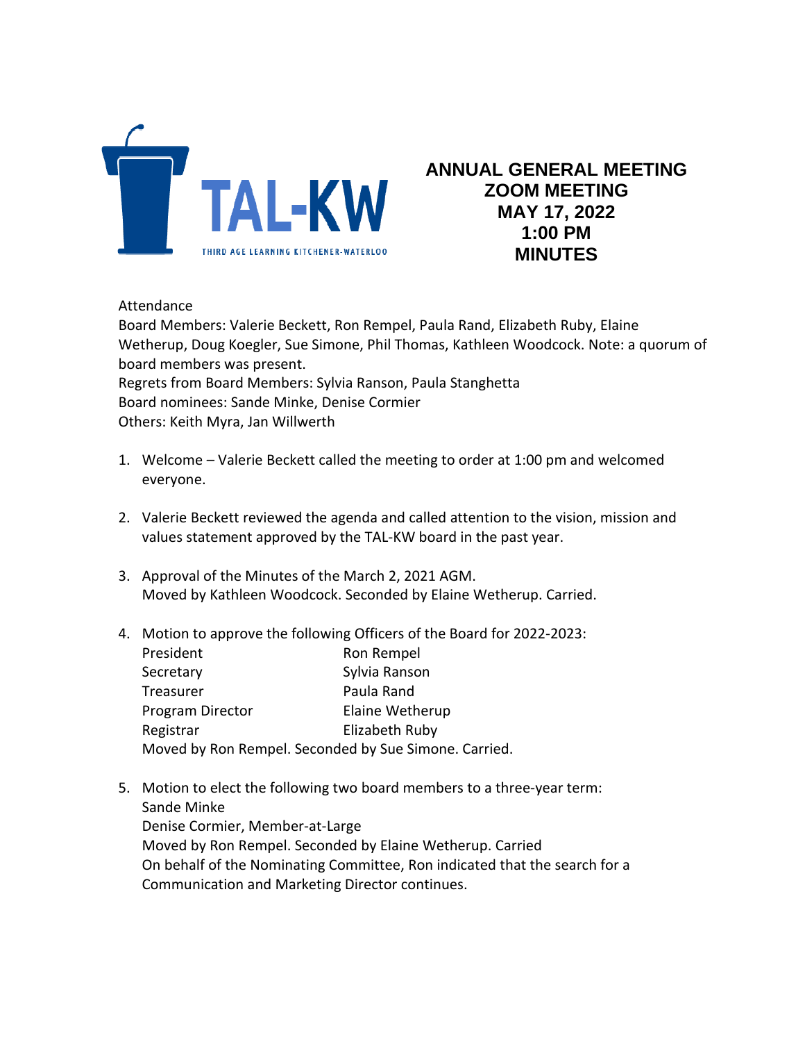TAL-KW

THIRD AGE LEARNING KITCHENER-WATERLOO

# ANNUAL GENERAL MEETING
## ZOOM MEETING
## MAY 17, 2022
## 1:00 PM
## MINUTES

Attendance

Board Members: Valerie Beckett, Ron Rempel, Paula Rand, Elizabeth Ruby, Elaine Wetherup, Doug Koegler, Sue Simone, Phil Thomas, Kathleen Woodcock. Note: a quorum of board members was present.

Regrets from Board Members: Sylvia Ranson, Paula Stanghetta

Board nominees: Sande Minke, Denise Cormier

Others: Keith Myra, Jan Willwerth

1. Welcome – Valerie Beckett called the meeting to order at 1:00 pm and welcomed everyone.

2. Valerie Beckett reviewed the agenda and called attention to the vision, mission and values statement approved by the TAL-KW board in the past year.

3. Approval of the Minutes of the March 2, 2021 AGM.
   Moved by Kathleen Woodcock. Seconded by Elaine Wetherup. Carried.

4. Motion to approve the following Officers of the Board for 2022-2023:

   | | |
   |---|---|
   | President | Ron Rempel |
   | Secretary | Sylvia Ranson |
   | Treasurer | Paula Rand |
   | Program Director | Elaine Wetherup |
   | Registrar | Elizabeth Ruby |

   Moved by Ron Rempel. Seconded by Sue Simone. Carried.

5. Motion to elect the following two board members to a three-year term:
   Sande Minke
   Denise Cormier, Member-at-Large
   Moved by Ron Rempel. Seconded by Elaine Wetherup. Carried
   On behalf of the Nominating Committee, Ron indicated that the search for a Communication and Marketing Director continues.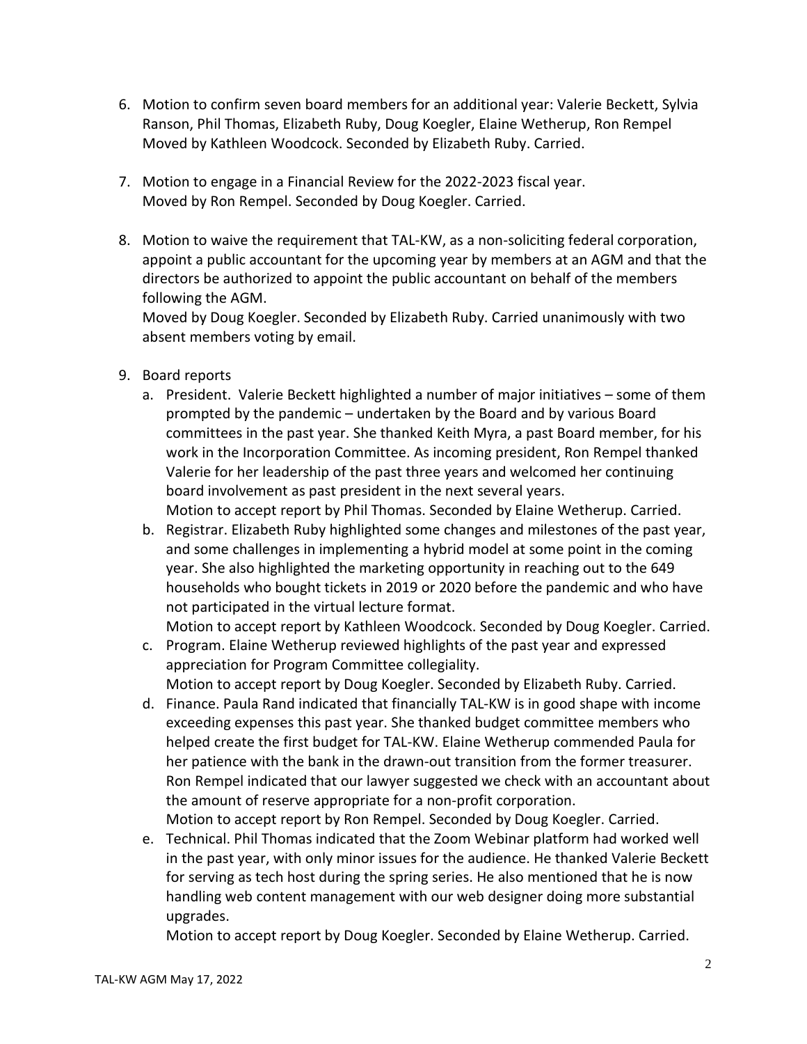6. Motion to confirm seven board members for an additional year: Valerie Beckett, Sylvia Ranson, Phil Thomas, Elizabeth Ruby, Doug Koegler, Elaine Wetherup, Ron Rempel
   Moved by Kathleen Woodcock. Seconded by Elizabeth Ruby. Carried.

7. Motion to engage in a Financial Review for the 2022-2023 fiscal year.
   Moved by Ron Rempel. Seconded by Doug Koegler. Carried.

8. Motion to waive the requirement that TAL-KW, as a non-soliciting federal corporation, appoint a public accountant for the upcoming year by members at an AGM and that the directors be authorized to appoint the public accountant on behalf of the members following the AGM.
   Moved by Doug Koegler. Seconded by Elizabeth Ruby. Carried unanimously with two absent members voting by email.

9. Board reports
   a. President. Valerie Beckett highlighted a number of major initiatives – some of them prompted by the pandemic – undertaken by the Board and by various Board committees in the past year. She thanked Keith Myra, a past Board member, for his work in the Incorporation Committee. As incoming president, Ron Rempel thanked Valerie for her leadership of the past three years and welcomed her continuing board involvement as past president in the next several years.
      Motion to accept report by Phil Thomas. Seconded by Elaine Wetherup. Carried.
   b. Registrar. Elizabeth Ruby highlighted some changes and milestones of the past year, and some challenges in implementing a hybrid model at some point in the coming year. She also highlighted the marketing opportunity in reaching out to the 649 households who bought tickets in 2019 or 2020 before the pandemic and who have not participated in the virtual lecture format.
      Motion to accept report by Kathleen Woodcock. Seconded by Doug Koegler. Carried.
   c. Program. Elaine Wetherup reviewed highlights of the past year and expressed appreciation for Program Committee collegiality.
      Motion to accept report by Doug Koegler. Seconded by Elizabeth Ruby. Carried.
   d. Finance. Paula Rand indicated that financially TAL-KW is in good shape with income exceeding expenses this past year. She thanked budget committee members who helped create the first budget for TAL-KW. Elaine Wetherup commended Paula for her patience with the bank in the drawn-out transition from the former treasurer. Ron Rempel indicated that our lawyer suggested we check with an accountant about the amount of reserve appropriate for a non-profit corporation.
      Motion to accept report by Ron Rempel. Seconded by Doug Koegler. Carried.
   e. Technical. Phil Thomas indicated that the Zoom Webinar platform had worked well in the past year, with only minor issues for the audience. He thanked Valerie Beckett for serving as tech host during the spring series. He also mentioned that he is now handling web content management with our web designer doing more substantial upgrades.
      Motion to accept report by Doug Koegler. Seconded by Elaine Wetherup. Carried.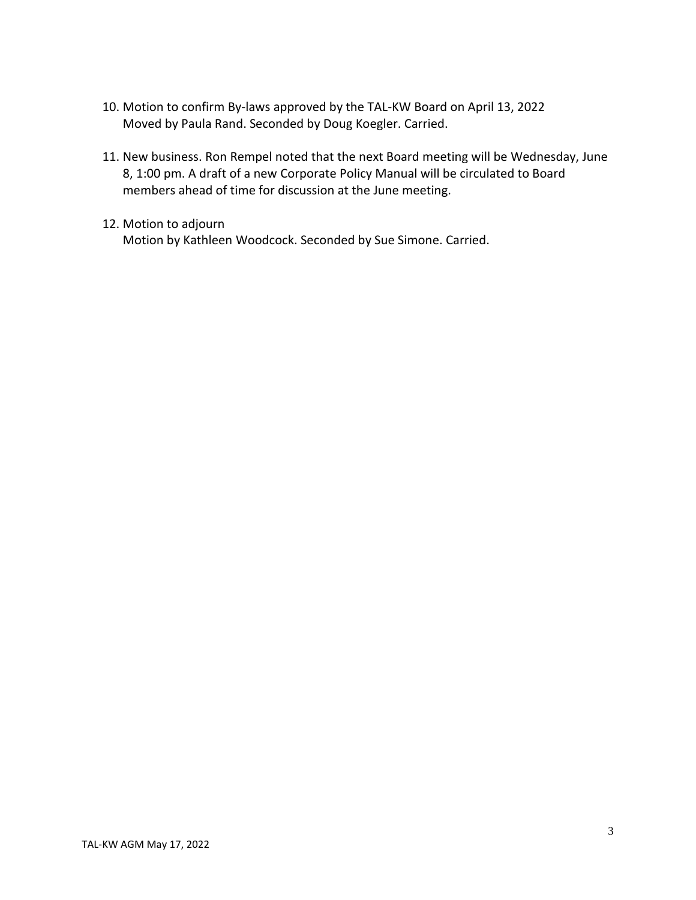10. Motion to confirm By-laws approved by the TAL-KW Board on April 13, 2022
    Moved by Paula Rand. Seconded by Doug Koegler. Carried.

11. New business. Ron Rempel noted that the next Board meeting will be Wednesday, June 8, 1:00 pm. A draft of a new Corporate Policy Manual will be circulated to Board members ahead of time for discussion at the June meeting.

12. Motion to adjourn
    Motion by Kathleen Woodcock. Seconded by Sue Simone. Carried.